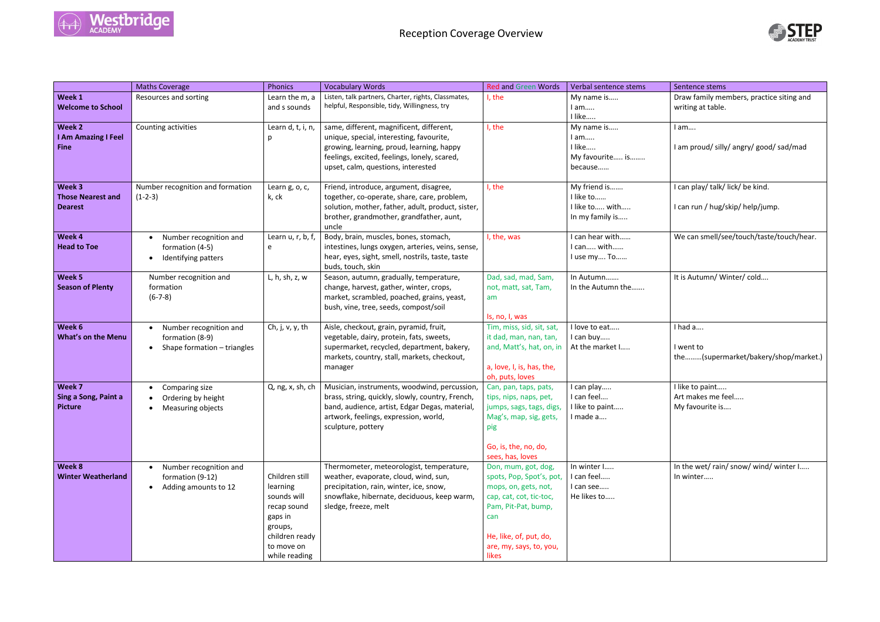# Reception Coverage Overview

| | Maths Coverage | Phonics | Vocabulary Words | Red and Green Words | Verbal sentence stems | Sentence stems |
|---|---|---|---|---|---|---|
| **Week 1 Welcome to School** | Resources and sorting | Learn the m, a and s sounds | Listen, talk partners, Charter, rights, Classmates, helpful, Responsible, tidy, Willingness, try | I, the | My name is….. I am….. I like….. | Draw family members, practice siting and writing at table. |
| **Week 2 I Am Amazing I Feel Fine** | Counting activities | Learn d, t, i, n, p | same, different, magnificent, different, unique, special, interesting, favourite, growing, learning, proud, learning, happy feelings, excited, feelings, lonely, scared, upset, calm, questions, interested | I, the | My name is….. I am….. I like….. My favourite….. is…….. because…… | I am…. I am proud/ silly/ angry/ good/ sad/mad |
| **Week 3 Those Nearest and Dearest** | Number recognition and formation (1-2-3) | Learn g, o, c, k, ck | Friend, introduce, argument, disagree, together, co-operate, share, care, problem, solution, mother, father, adult, product, sister, brother, grandmother, grandfather, aunt, uncle | I, the | My friend is……. I like to…… I like to….. with….. In my family is….. | I can play/ talk/ lick/ be kind. I can run / hug/skip/ help/jump. |
| **Week 4 Head to Toe** | • Number recognition and formation (4-5) • Identifying patterns | Learn u, r, b, f, e | Body, brain, muscles, bones, stomach, intestines, lungs oxygen, arteries, veins, sense, hear, eyes, sight, smell, nostrils, taste, taste buds, touch, skin | I, the, was | I can hear with…… I can….. with…… I use my…. To…… | We can smell/see/touch/taste/touch/hear. |
| **Week 5 Season of Plenty** | Number recognition and formation (6-7-8) | L, h, sh, z, w | Season, autumn, gradually, temperature, change, harvest, gather, winter, crops, market, scrambled, poached, grains, yeast, bush, vine, tree, seeds, compost/soil | Dad, sad, mad, Sam, not, matt, sat, Tam, am Is, no, I, was | In Autumn……. In the Autumn the……. | It is Autumn/ Winter/ cold…. |
| **Week 6 What's on the Menu** | • Number recognition and formation (8-9) • Shape formation – triangles | Ch, j, v, y, th | Aisle, checkout, grain, pyramid, fruit, vegetable, dairy, protein, fats, sweets, supermarket, recycled, department, bakery, markets, country, stall, markets, checkout, manager | Tim, miss, sid, sit, sat, it dad, man, nan, tan, and, Matt's, hat, on, in a, love, I, is, has, the, oh, puts, loves | I love to eat….. I can buy….. At the market I….. | I had a…. I went to the………(supermarket/bakery/shop/market.) |
| **Week 7 Sing a Song, Paint a Picture** | • Comparing size • Ordering by height • Measuring objects | Q, ng, x, sh, ch | Musician, instruments, woodwind, percussion, brass, string, quickly, slowly, country, French, band, audience, artist, Edgar Degas, material, artwork, feelings, expression, world, sculpture, pottery | Can, pan, taps, pats, tips, nips, naps, pet, jumps, sags, tags, digs, Mag's, map, sig, gets, pig Go, is, the, no, do, sees, has, loves | I can play….. I can feel…. I like to paint….. I made a…. | I like to paint….. Art makes me feel….. My favourite is…. |
| **Week 8 Winter Weatherland** | • Number recognition and formation (9-12) • Adding amounts to 12 | Children still learning sounds will recap sound gaps in groups, children ready to move on while reading | Thermometer, meteorologist, temperature, weather, evaporate, cloud, wind, sun, precipitation, rain, winter, ice, snow, snowflake, hibernate, deciduous, keep warm, sledge, freeze, melt | Don, mum, got, dog, spots, Pop, Spot's, pot, mops, on, gets, not, cap, cat, cot, tic-toc, Pam, Pit-Pat, bump, can He, like, of, put, do, are, my, says, to, you, likes | In winter I….. I can feel….. I can see….. He likes to….. | In the wet/ rain/ snow/ wind/ winter I….. In winter….. |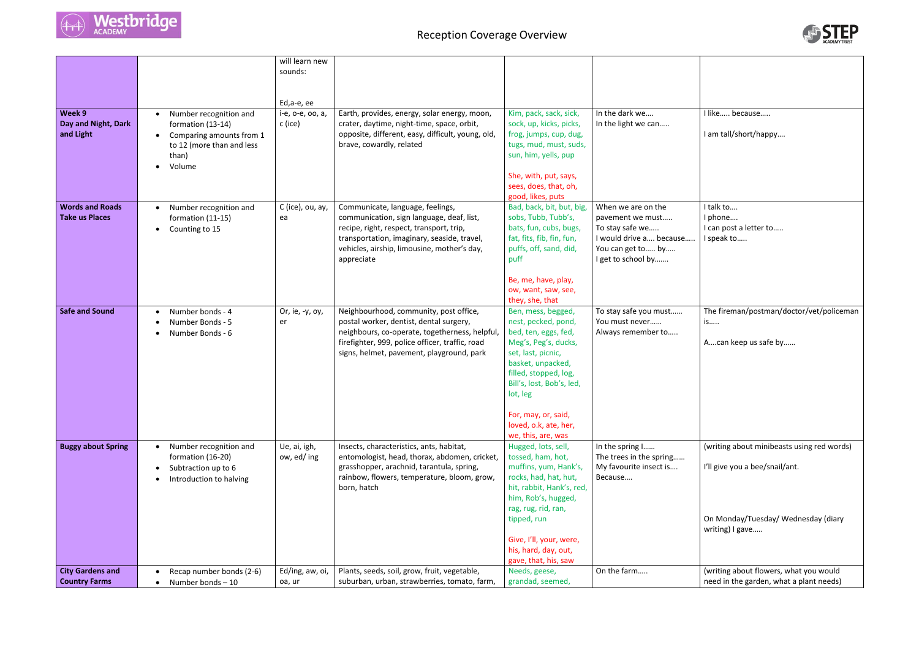# Reception Coverage Overview

| | | | | | | |
|---|---|---|---|---|---|---|
| | | will learn new sounds:<br><br>Ed,a-e, ee | | | | |
| **Week 9**<br>**Day and Night, Dark and Light** | • Number recognition and formation (13-14)<br>• Comparing amounts from 1 to 12 (more than and less than)<br>• Volume | i-e, o-e, oo, a, c (ice) | Earth, provides, energy, solar energy, moon, crater, daytime, night-time, space, orbit, opposite, different, easy, difficult, young, old, brave, cowardly, related | Kim, pack, sack, sick, sock, up, kicks, picks, frog, jumps, cup, dug, tugs, mud, must, suds, sun, him, yells, pup<br><br>She, with, put, says, sees, does, that, oh, good, likes, puts | In the dark we….<br>In the light we can….. | I like….. because…..<br><br>I am tall/short/happy…. |
| **Words and Roads Take us Places** | • Number recognition and formation (11-15)<br>• Counting to 15 | C (ice), ou, ay, ea | Communicate, language, feelings, communication, sign language, deaf, list, recipe, right, respect, transport, trip, transportation, imaginary, seaside, travel, vehicles, airship, limousine, mother's day, appreciate | Bad, back, bit, but, big, sobs, Tubb, Tubb's, bats, fun, cubs, bugs, fat, fits, fib, fin, fun, puffs, off, sand, did, puff<br><br>Be, me, have, play, ow, want, saw, see, they, she, that | When we are on the pavement we must…..<br>To stay safe we…..<br>I would drive a…. because…..<br>You can get to….. by…..<br>I get to school by……. | I talk to….<br>I phone….<br>I can post a letter to…..<br>I speak to….. |
| **Safe and Sound** | • Number bonds - 4<br>• Number Bonds - 5<br>• Number Bonds - 6 | Or, ie, -y, oy, er | Neighbourhood, community, post office, postal worker, dentist, dental surgery, neighbours, co-operate, togetherness, helpful, firefighter, 999, police officer, traffic, road signs, helmet, pavement, playground, park | Ben, mess, begged, nest, pecked, pond, bed, ten, eggs, fed, Meg's, Peg's, ducks, set, last, picnic, basket, unpacked, filled, stopped, log, Bill's, lost, Bob's, led, lot, leg<br><br>For, may, or, said, loved, o.k, ate, her, we, this, are, was | To stay safe you must……<br>You must never……<br>Always remember to….. | The fireman/postman/doctor/vet/policeman is…..<br><br>A….can keep us safe by…… |
| **Buggy about Spring** | • Number recognition and formation (16-20)<br>• Subtraction up to 6<br>• Introduction to halving | Ue, ai, igh, ow, ed/ ing | Insects, characteristics, ants, habitat, entomologist, head, thorax, abdomen, cricket, grasshopper, arachnid, tarantula, spring, rainbow, flowers, temperature, bloom, grow, born, hatch | Hugged, lots, sell, tossed, ham, hot, muffins, yum, Hank's, rocks, had, hat, hut, hit, rabbit, Hank's, red, him, Rob's, hugged, rag, rug, rid, ran, tipped, run<br><br>Give, I'll, your, were, his, hard, day, out, gave, that, his, saw | In the spring I……<br>The trees in the spring……<br>My favourite insect is….<br>Because…. | (writing about minibeasts using red words)<br><br>I'll give you a bee/snail/ant.<br><br>On Monday/Tuesday/ Wednesday (diary writing) I gave….. |
| **City Gardens and Country Farms** | • Recap number bonds (2-6)<br>• Number bonds – 10 | Ed/ing, aw, oi, oa, ur | Plants, seeds, soil, grow, fruit, vegetable, suburban, urban, strawberries, tomato, farm, | Needs, geese, grandad, seemed, | On the farm….. | (writing about flowers, what you would need in the garden, what a plant needs) |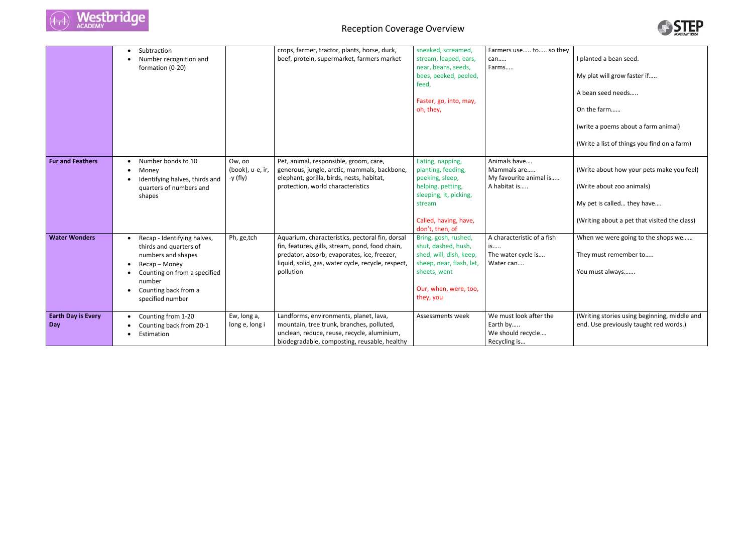# Reception Coverage Overview

| | | | | | | |
|---|---|---|---|---|---|---|
| | • Subtraction<br>• Number recognition and formation (0-20) | | crops, farmer, tractor, plants, horse, duck, beef, protein, supermarket, farmers market | sneaked, screamed, stream, leaped, ears, near, beans, seeds, bees, peeked, peeled, feed,<br><br>Faster, go, into, may, oh, they, | Farmers use….. to….. so they can…..<br>Farms….. | I planted a bean seed.<br><br>My plat will grow faster if…..<br><br>A bean seed needs…..<br><br>On the farm……<br><br>(write a poems about a farm animal)<br><br>(Write a list of things you find on a farm) |
| **Fur and Feathers** | • Number bonds to 10<br>• Money<br>• Identifying halves, thirds and quarters of numbers and shapes | Ow, oo (book), u-e, ir, -y (fly) | Pet, animal, responsible, groom, care, generous, jungle, arctic, mammals, backbone, elephant, gorilla, birds, nests, habitat, protection, world characteristics | Eating, napping, planting, feeding, peeking, sleep, helping, petting, sleeping, it, picking, stream<br><br>Called, having, have, don't, then, of | Animals have….<br>Mammals are…..<br>My favourite animal is…..<br>A habitat is….. | (Write about how your pets make you feel)<br><br>(Write about zoo animals)<br><br>My pet is called… they have….<br><br>(Writing about a pet that visited the class) |
| **Water Wonders** | • Recap - Identifying halves, thirds and quarters of numbers and shapes<br>• Recap – Money<br>• Counting on from a specified number<br>• Counting back from a specified number | Ph, ge,tch | Aquarium, characteristics, pectoral fin, dorsal fin, features, gills, stream, pond, food chain, predator, absorb, evaporates, ice, freezer, liquid, solid, gas, water cycle, recycle, respect, pollution | Bring, gosh, rushed, shut, dashed, hush, shed, will, dish, keep, sheep, near, flash, let, sheets, went<br><br>Our, when, were, too, they, you | A characteristic of a fish is…..<br>The water cycle is….<br>Water can…. | When we were going to the shops we……<br><br>They must remember to…..<br><br>You must always……. |
| **Earth Day is Every Day** | • Counting from 1-20<br>• Counting back from 20-1<br>• Estimation | Ew, long a, long e, long i | Landforms, environments, planet, lava, mountain, tree trunk, branches, polluted, unclean, reduce, reuse, recycle, aluminium, biodegradable, composting, reusable, healthy | Assessments week | We must look after the Earth by…..<br>We should recycle….<br>Recycling is… | (Writing stories using beginning, middle and end. Use previously taught red words.) |